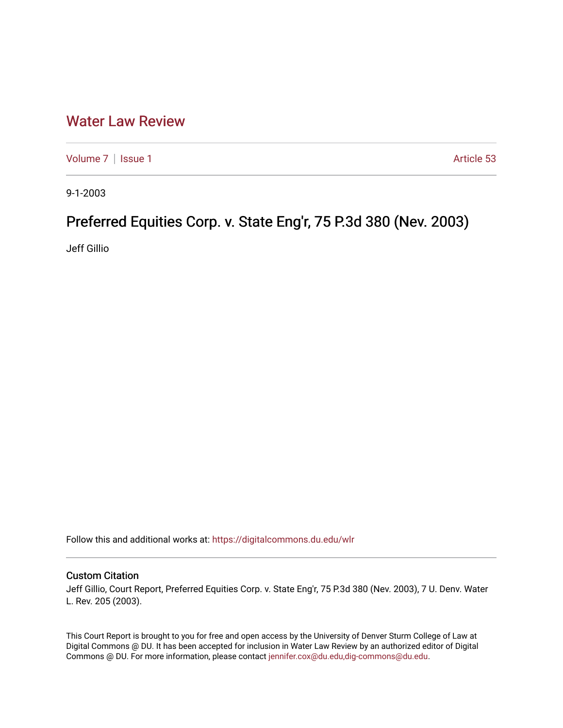# Water Law Review

Volume 7 | Issue 1 Article 53

9-1-2003

## Preferred Equities Corp. v. State Eng'r, 75 P.3d 380 (Nev. 2003)

Jeff Gillio

Follow this and additional works at: https://digitalcommons.du.edu/wlr

### Custom Citation

Jeff Gillio, Court Report, Preferred Equities Corp. v. State Eng'r, 75 P.3d 380 (Nev. 2003), 7 U. Denv. Water L. Rev. 205 (2003).

This Court Report is brought to you for free and open access by the University of Denver Sturm College of Law at Digital Commons @ DU. It has been accepted for inclusion in Water Law Review by an authorized editor of Digital Commons @ DU. For more information, please contact jennifer.cox@du.edu,dig-commons@du.edu.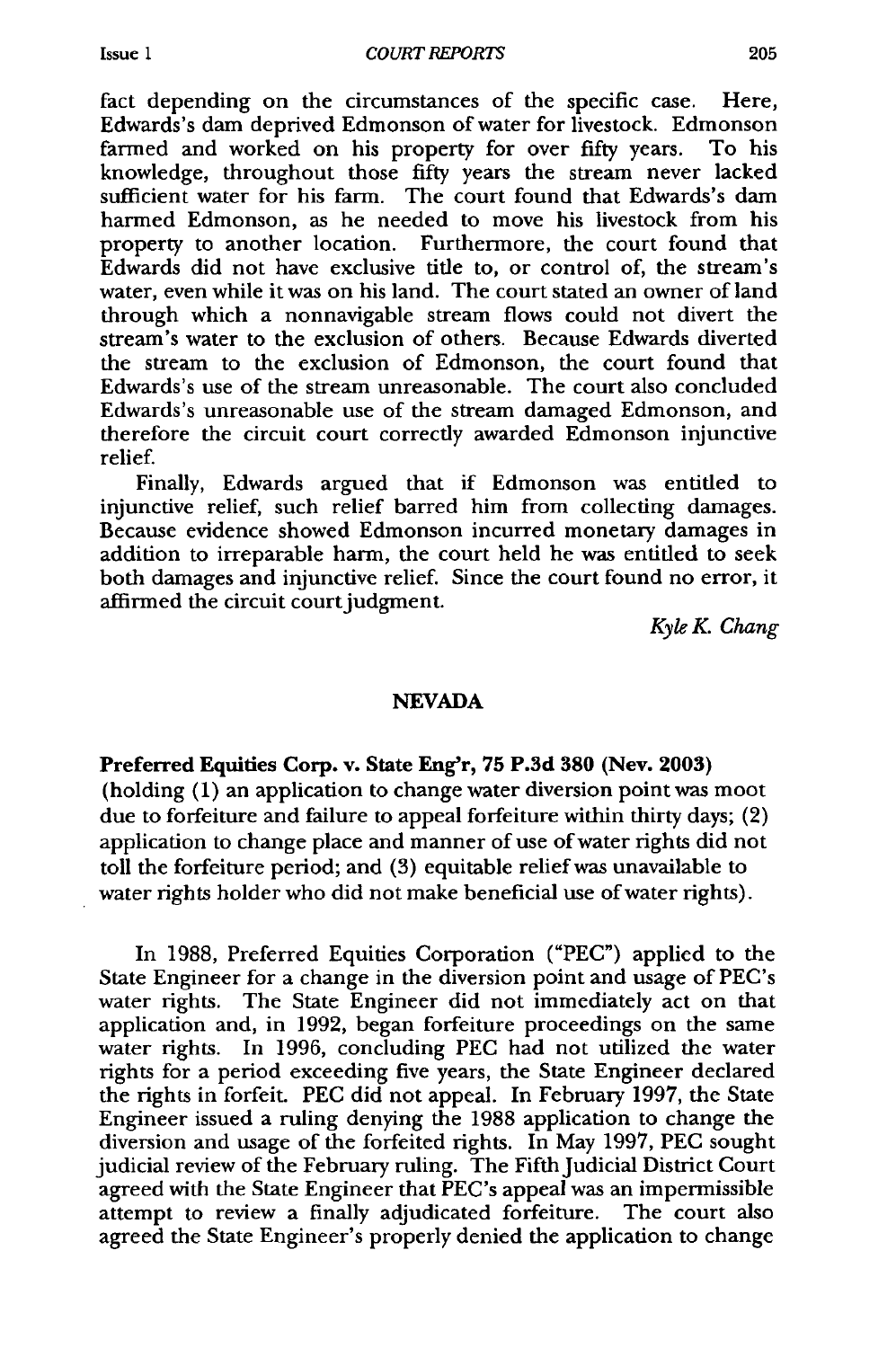fact depending on the circumstances of the specific case. Here, Edwards's dam deprived Edmonson of water for livestock. Edmonson farmed and worked on his property for over fifty years. To his knowledge, throughout those fifty years the stream never lacked sufficient water for his farm. The court found that Edwards's dam harmed Edmonson, as he needed to move his livestock from his property to another location. Furthermore, the court found that Edwards did not have exclusive title to, or control of, the stream's water, even while it was on his land. The court stated an owner of land through which a nonnavigable stream flows could not divert the stream's water to the exclusion of others. Because Edwards diverted the stream to the exclusion of Edmonson, the court found that Edwards's use of the stream unreasonable. The court also concluded Edwards's unreasonable use of the stream damaged Edmonson, and therefore the circuit court correctly awarded Edmonson injunctive relief.

Finally, Edwards argued that if Edmonson was entitled to injunctive relief, such relief barred him from collecting damages. Because evidence showed Edmonson incurred monetary damages in addition to irreparable harm, the court held he was entitled to seek both damages and injunctive relief. Since the court found no error, it affirmed the circuit court judgment.

*Kyle K. Chang*

## NEVADA

**Preferred Equities Corp. v. State Eng'r, 75 P.3d 380 (Nev. 2003)** (holding (1) an application to change water diversion point was moot due to forfeiture and failure to appeal forfeiture within thirty days; (2) application to change place and manner of use of water rights did not toll the forfeiture period; and (3) equitable relief was unavailable to water rights holder who did not make beneficial use of water rights).

In 1988, Preferred Equities Corporation ("PEC") applied to the State Engineer for a change in the diversion point and usage of PEC's water rights. The State Engineer did not immediately act on that application and, in 1992, began forfeiture proceedings on the same water rights. In 1996, concluding PEC had not utilized the water rights for a period exceeding five years, the State Engineer declared the rights in forfeit. PEC did not appeal. In February 1997, the State Engineer issued a ruling denying the 1988 application to change the diversion and usage of the forfeited rights. In May 1997, PEC sought judicial review of the February ruling. The Fifth Judicial District Court agreed with the State Engineer that PEC's appeal was an impermissible attempt to review a finally adjudicated forfeiture. The court also agreed the State Engineer's properly denied the application to change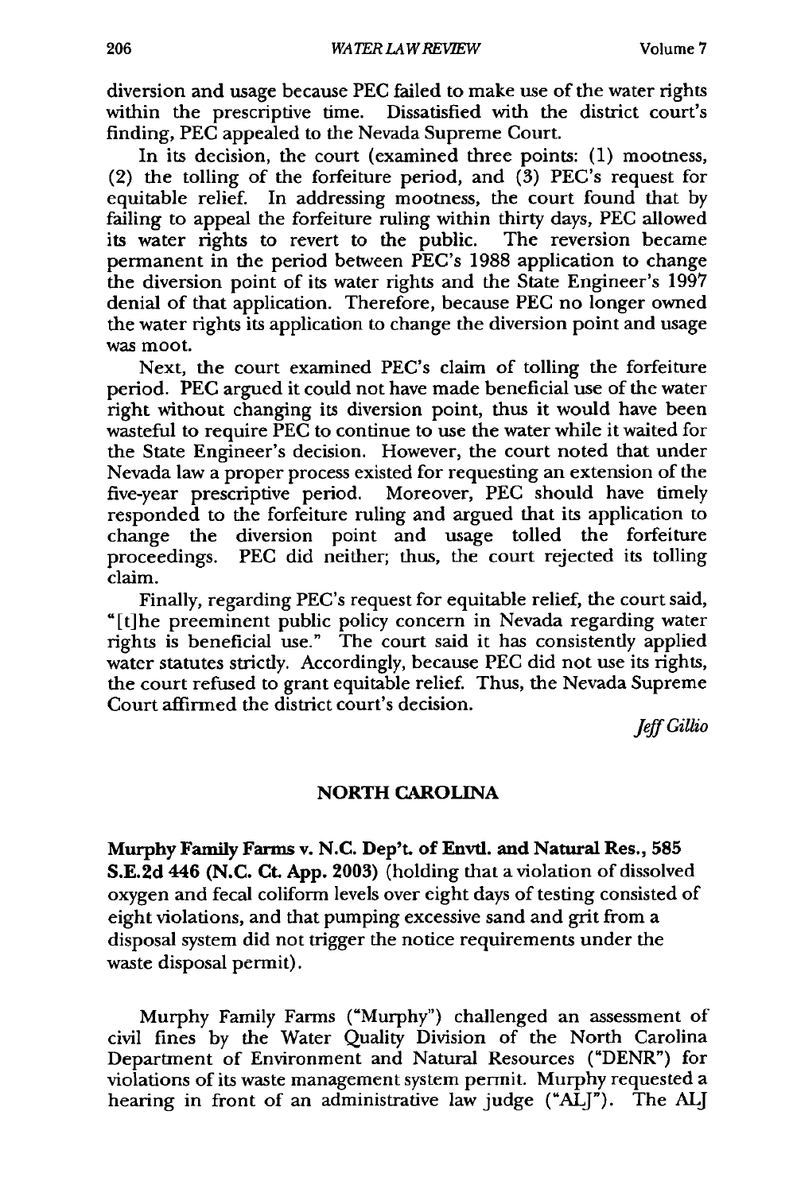diversion and usage because PEC failed to make use of the water rights within the prescriptive time. Dissatisfied with the district court's finding, PEC appealed to the Nevada Supreme Court.

In its decision, the court (examined three points: (1) mootness, (2) the tolling of the forfeiture period, and (3) PEC's request for equitable relief. In addressing mootness, the court found that by failing to appeal the forfeiture ruling within thirty days, PEC allowed its water rights to revert to the public. The reversion became permanent in the period between PEC's 1988 application to change the diversion point of its water rights and the State Engineer's 1997 denial of that application. Therefore, because PEC no longer owned the water rights its application to change the diversion point and usage was moot.

Next, the court examined PEC's claim of tolling the forfeiture period. PEC argued it could not have made beneficial use of the water right without changing its diversion point, thus it would have been wasteful to require PEC to continue to use the water while it waited for the State Engineer's decision. However, the court noted that under Nevada law a proper process existed for requesting an extension of the five-year prescriptive period. Moreover, PEC should have timely responded to the forfeiture ruling and argued that its application to change the diversion point and usage tolled the forfeiture proceedings. PEC did neither; thus, the court rejected its tolling claim.

Finally, regarding PEC's request for equitable relief, the court said, "[t]he preeminent public policy concern in Nevada regarding water rights is beneficial use." The court said it has consistently applied water statutes strictly. Accordingly, because PEC did not use its rights, the court refused to grant equitable relief. Thus, the Nevada Supreme Court affirmed the district court's decision.

*Jeff Gillio*

## NORTH CAROLINA

**Murphy Family Farms v. N.C. Dep't. of Envtl. and Natural Res., 585 S.E.2d 446 (N.C. Ct. App. 2003)** (holding that a violation of dissolved oxygen and fecal coliform levels over eight days of testing consisted of eight violations, and that pumping excessive sand and grit from a disposal system did not trigger the notice requirements under the waste disposal permit).

Murphy Family Farms ("Murphy") challenged an assessment of civil fines by the Water Quality Division of the North Carolina Department of Environment and Natural Resources ("DENR") for violations of its waste management system permit. Murphy requested a hearing in front of an administrative law judge ("ALJ"). The ALJ